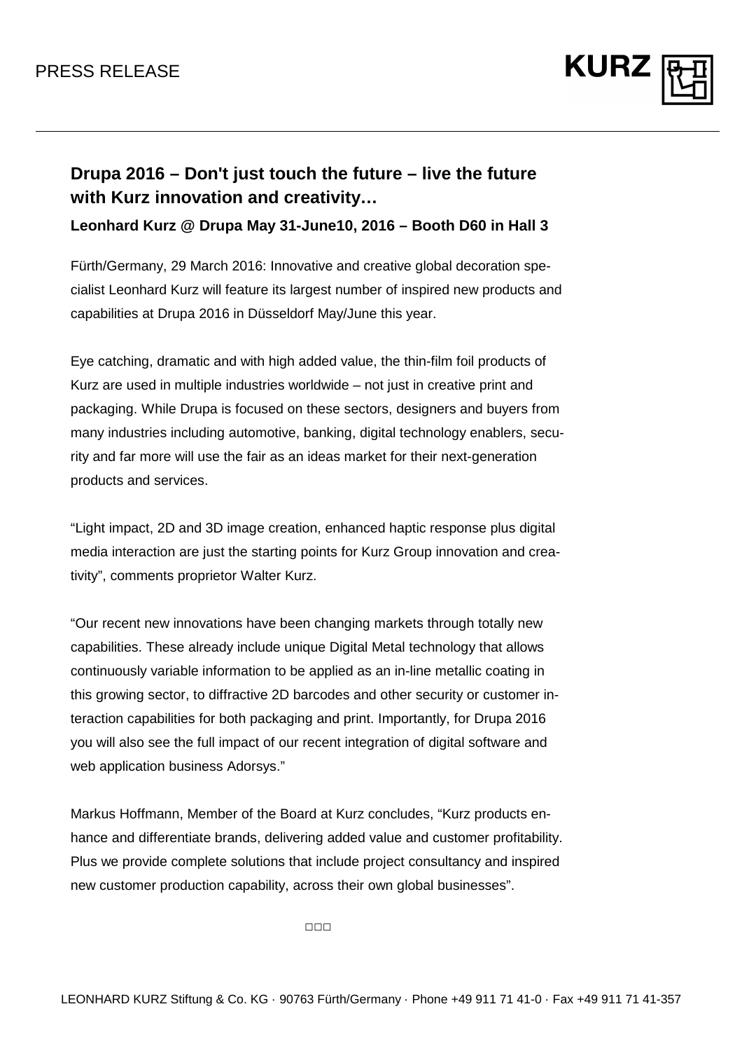PRESS RELEASE

# Drupa 2016 – Don't just touch the future – live the future with Kurz innovation and creativity…

**Leonhard Kurz @ Drupa May 31-June10, 2016 – Booth D60 in Hall 3**

Fürth/Germany, 29 March 2016: Innovative and creative global decoration specialist Leonhard Kurz will feature its largest number of inspired new products and capabilities at Drupa 2016 in Düsseldorf May/June this year.

Eye catching, dramatic and with high added value, the thin-film foil products of Kurz are used in multiple industries worldwide – not just in creative print and packaging. While Drupa is focused on these sectors, designers and buyers from many industries including automotive, banking, digital technology enablers, security and far more will use the fair as an ideas market for their next-generation products and services.

"Light impact, 2D and 3D image creation, enhanced haptic response plus digital media interaction are just the starting points for Kurz Group innovation and creativity", comments proprietor Walter Kurz.

"Our recent new innovations have been changing markets through totally new capabilities. These already include unique Digital Metal technology that allows continuously variable information to be applied as an in-line metallic coating in this growing sector, to diffractive 2D barcodes and other security or customer interaction capabilities for both packaging and print. Importantly, for Drupa 2016 you will also see the full impact of our recent integration of digital software and web application business Adorsys."

Markus Hoffmann, Member of the Board at Kurz concludes, "Kurz products enhance and differentiate brands, delivering added value and customer profitability. Plus we provide complete solutions that include project consultancy and inspired new customer production capability, across their own global businesses".

□□□

LEONHARD KURZ Stiftung & Co. KG · 90763 Fürth/Germany · Phone +49 911 71 41-0 · Fax +49 911 71 41-357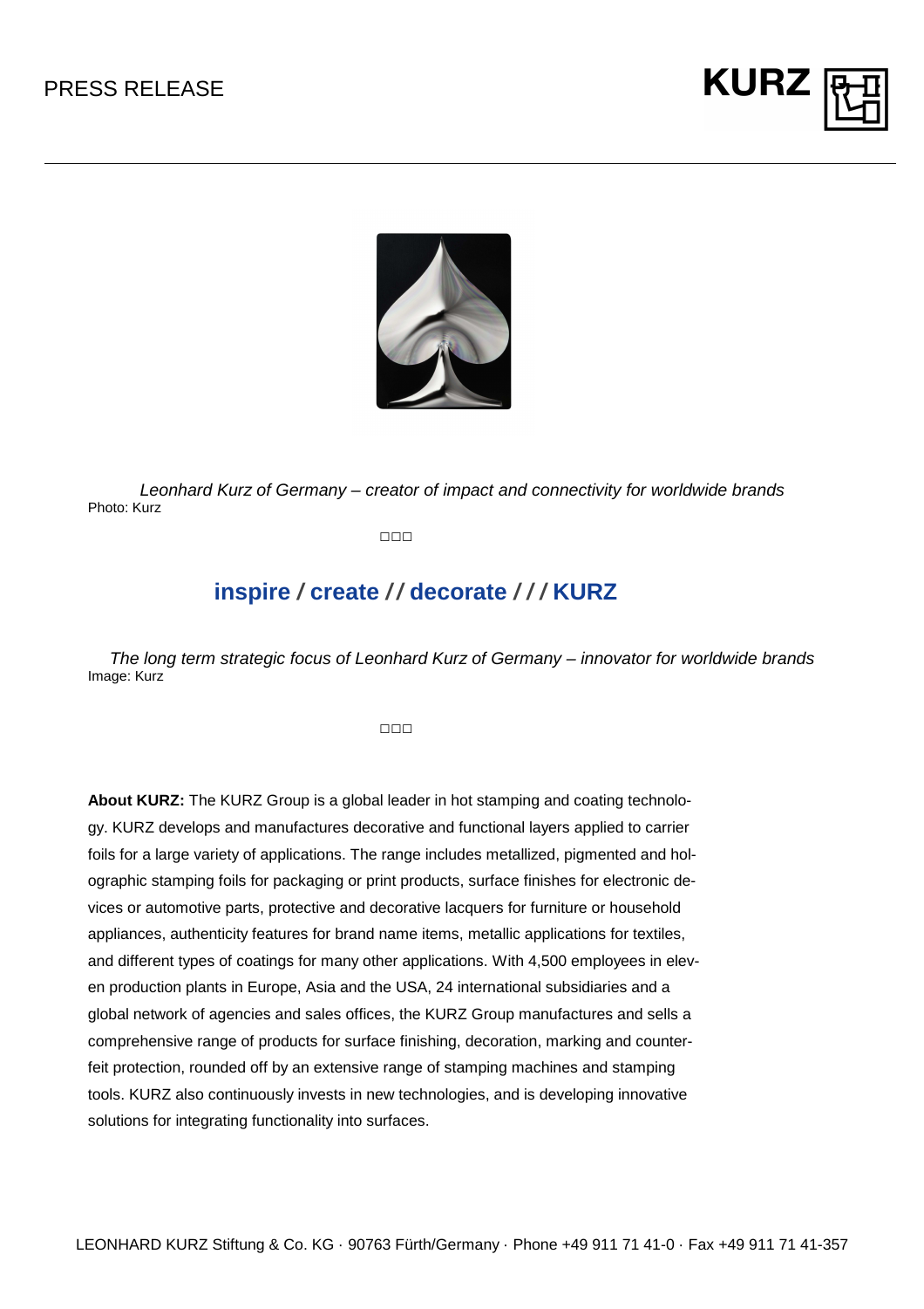*Leonhard Kurz of Germany – creator of impact and connectivity for worldwide brands*
Photo: Kurz

□□□

## inspire / create // decorate /// KURZ

*The long term strategic focus of Leonhard Kurz of Germany – innovator for worldwide brands*
Image: Kurz

□□□

**About KURZ:** The KURZ Group is a global leader in hot stamping and coating technology. KURZ develops and manufactures decorative and functional layers applied to carrier foils for a large variety of applications. The range includes metallized, pigmented and holographic stamping foils for packaging or print products, surface finishes for electronic devices or automotive parts, protective and decorative lacquers for furniture or household appliances, authenticity features for brand name items, metallic applications for textiles, and different types of coatings for many other applications. With 4,500 employees in eleven production plants in Europe, Asia and the USA, 24 international subsidiaries and a global network of agencies and sales offices, the KURZ Group manufactures and sells a comprehensive range of products for surface finishing, decoration, marking and counterfeit protection, rounded off by an extensive range of stamping machines and stamping tools. KURZ also continuously invests in new technologies, and is developing innovative solutions for integrating functionality into surfaces.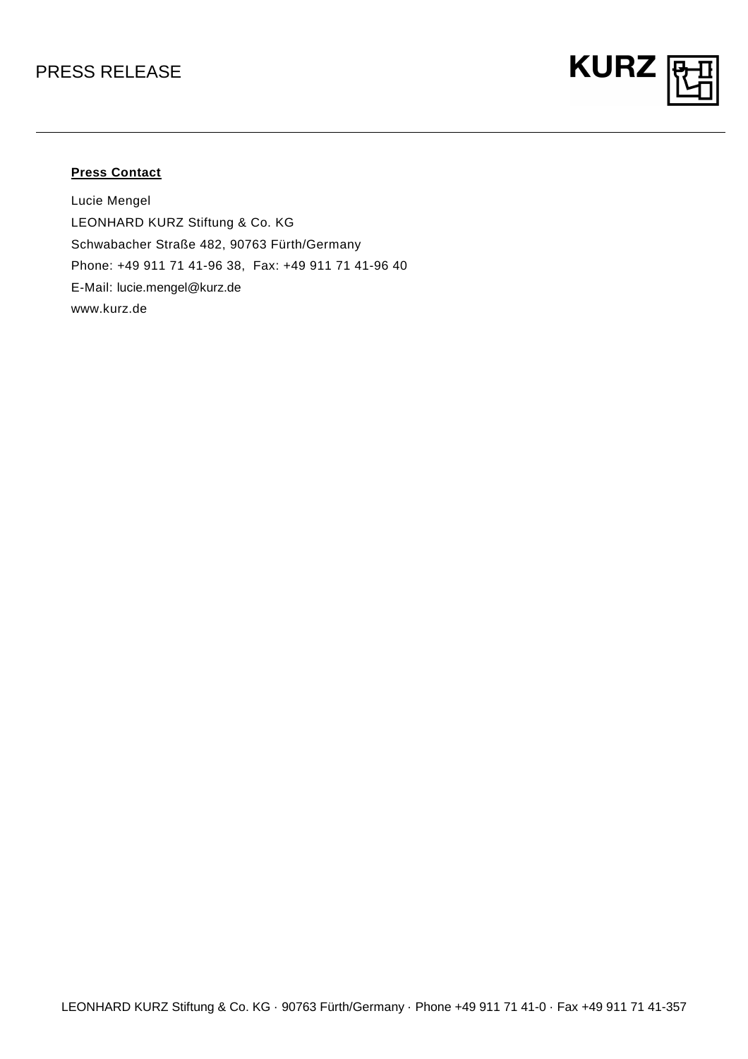**Press Contact**

Lucie Mengel
LEONHARD KURZ Stiftung & Co. KG
Schwabacher Straße 482, 90763 Fürth/Germany
Phone: +49 911 71 41-96 38, Fax: +49 911 71 41-96 40
E-Mail: lucie.mengel@kurz.de
www.kurz.de